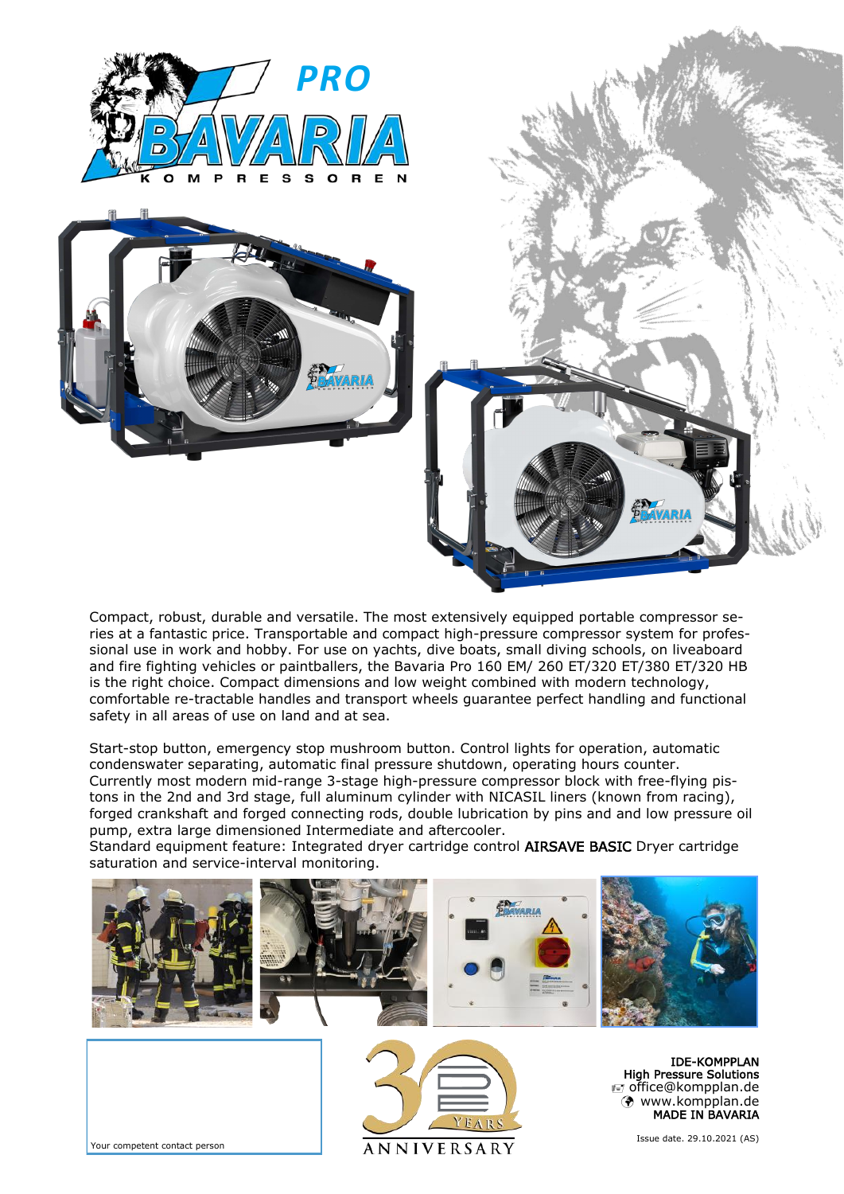# PRO BAVARIA

KOMPRESSOREN

Compact, robust, durable and versatile. The most extensively equipped portable compressor series at a fantastic price. Transportable and compact high-pressure compressor system for professional use in work and hobby. For use on yachts, dive boats, small diving schools, on liveaboard and fire fighting vehicles or paintballers, the Bavaria Pro 160 EM/ 260 ET/320 ET/380 ET/320 HB is the right choice. Compact dimensions and low weight combined with modern technology, comfortable re-tractable handles and transport wheels guarantee perfect handling and functional safety in all areas of use on land and at sea.

Start-stop button, emergency stop mushroom button. Control lights for operation, automatic condenswater separating, automatic final pressure shutdown, operating hours counter.
Currently most modern mid-range 3-stage high-pressure compressor block with free-flying pistons in the 2nd and 3rd stage, full aluminum cylinder with NICASIL liners (known from racing), forged crankshaft and forged connecting rods, double lubrication by pins and and low pressure oil pump, extra large dimensioned Intermediate and aftercooler.
Standard equipment feature: Integrated dryer cartridge control AIRSAVE BASIC Dryer cartridge saturation and service-interval monitoring.

Your competent contact person

30 YEARS ANNIVERSARY

IDE-KOMPPLAN
High Pressure Solutions
office@kompplan.de
www.kompplan.de
MADE IN BAVARIA

Issue date. 29.10.2021 (AS)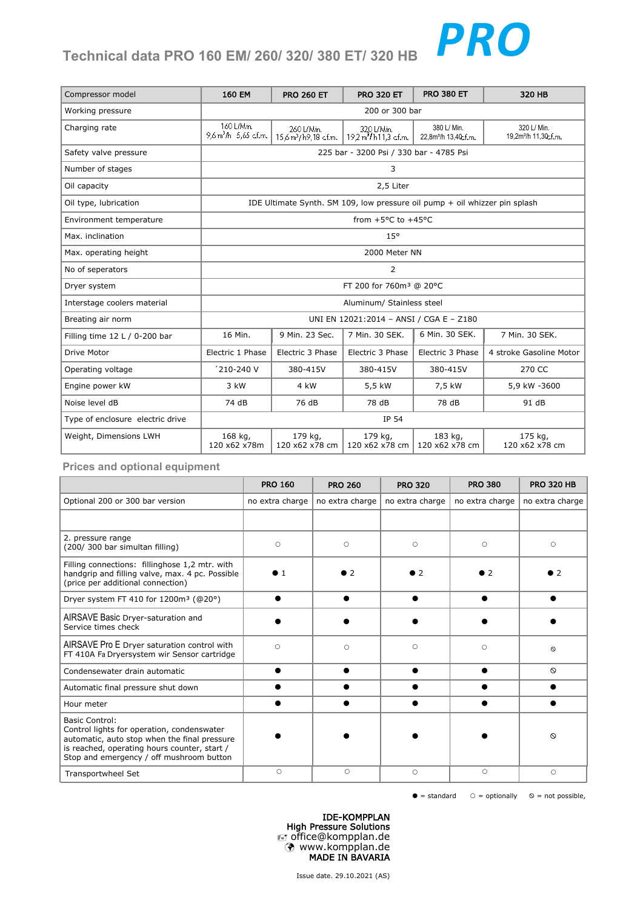# Technical data PRO 160 EM/ 260/ 320/ 380 ET/ 320 HB

**PRO**

| Compressor model | 160 EM | PRO 260 ET | PRO 320 ET | PRO 380 ET | 320 HB |
|---|---|---|---|---|---|
| Working pressure | 200 or 300 bar | | | | |
| Charging rate | 160 L/Min. 9,6 m³/h 5,65 c.f.m. | 260 L/Min. 15,6 m³/h 9,18 c.f.m. | 320 L/Min. 19,2 m³/h 11,3 c.f.m. | 380 L/ Min. 22,8m³/h 13,40c.f.m. | 320 L/ Min. 19,2m³/h 11,30c.f.m. |
| Safety valve pressure | 225 bar - 3200 Psi / 330 bar - 4785 Psi | | | | |
| Number of stages | 3 | | | | |
| Oil capacity | 2,5 Liter | | | | |
| Oil type, lubrication | IDE Ultimate Synth. SM 109, low pressure oil pump + oil whizzer pin splash | | | | |
| Environment temperature | from +5°C to +45°C | | | | |
| Max. inclination | 15° | | | | |
| Max. operating height | 2000 Meter NN | | | | |
| No of seperators | 2 | | | | |
| Dryer system | FT 200 for 760m³ @ 20°C | | | | |
| Interstage coolers material | Aluminum/ Stainless steel | | | | |
| Breating air norm | UNI EN 12021:2014 – ANSI / CGA E – Z180 | | | | |
| Filling time 12 L / 0-200 bar | 16 Min. | 9 Min. 23 Sec. | 7 Min. 30 SEK. | 6 Min. 30 SEK. | 7 Min. 30 SEK. |
| Drive Motor | Electric 1 Phase | Electric 3 Phase | Electric 3 Phase | Electric 3 Phase | 4 stroke Gasoline Motor |
| Operating voltage | ´210-240 V | 380-415V | 380-415V | 380-415V | 270 CC |
| Engine power kW | 3 kW | 4 kW | 5,5 kW | 7,5 kW | 5,9 kW -3600 |
| Noise level dB | 74 dB | 76 dB | 78 dB | 78 dB | 91 dB |
| Type of enclosure electric drive | IP 54 | | | | |
| Weight, Dimensions LWH | 168 kg, 120 x62 x78m | 179 kg, 120 x62 x78 cm | 179 kg, 120 x62 x78 cm | 183 kg, 120 x62 x78 cm | 175 kg, 120 x62 x78 cm |

## Prices and optional equipment

| | PRO 160 | PRO 260 | PRO 320 | PRO 380 | PRO 320 HB |
|---|---|---|---|---|---|
| Optional 200 or 300 bar version | no extra charge | no extra charge | no extra charge | no extra charge | no extra charge |
| | | | | | |
| 2. pressure range (200/ 300 bar simultan filling) | ○ | ○ | ○ | ○ | ○ |
| Filling connections: fillinghose 1,2 mtr. with handgrip and filling valve, max. 4 pc. Possible (price per additional connection) | ● 1 | ● 2 | ● 2 | ● 2 | ● 2 |
| Dryer system FT 410 for 1200m³ (@20°) | ● | ● | ● | ● | ● |
| AIRSAVE Basic Dryer-saturation and Service times check | ● | ● | ● | ● | ● |
| AIRSAVE Pro E Dryer saturation control with FT 410A Fa Dryersystem wir Sensor cartridge | ○ | ○ | ○ | ○ | ⦸ |
| Condensewater drain automatic | ● | ● | ● | ● | ⦸ |
| Automatic final pressure shut down | ● | ● | ● | ● | ● |
| Hour meter | ● | ● | ● | ● | ● |
| Basic Control: Control lights for operation, condensewater automatic, auto stop when the final pressure is reached, operating hours counter, start / Stop and emergency / off mushroom button | ● | ● | ● | ● | ⦸ |
| Transportwheel Set | ○ | ○ | ○ | ○ | ○ |

● = standard ○ = optionally ⦸ = not possible,

**IDE-KOMPPLAN**
**High Pressure Solutions**
office@kompplan.de
www.kompplan.de
**MADE IN BAVARIA**

Issue date. 29.10.2021 (AS)